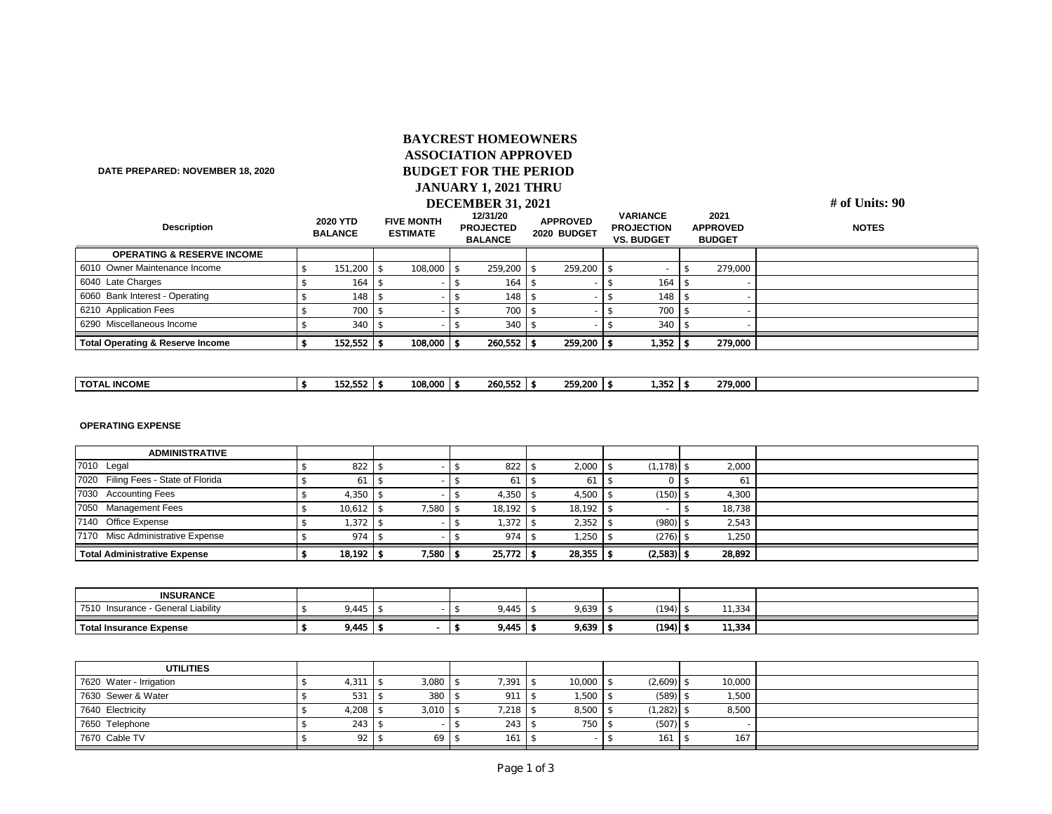# BAYCREST HOMEOWNERS ASSOCIATION APPROVED BUDGET FOR THE PERIOD JANUARY 1, 2021 THRU DECEMBER 31, 2021

**DATE PREPARED: NOVEMBER 18, 2020**

**# of Units: 90**

| Description | 2020 YTD BALANCE | FIVE MONTH ESTIMATE | 12/31/20 PROJECTED BALANCE | APPROVED 2020 BUDGET | VARIANCE PROJECTION VS. BUDGET | 2021 APPROVED BUDGET | NOTES |
|---|---|---|---|---|---|---|---|
| **OPERATING & RESERVE INCOME** | | | | | | | |
| 6010 Owner Maintenance Income | $ 151,200 | $ 108,000 | $ 259,200 | $ 259,200 | $ - | $ 279,000 | |
| 6040 Late Charges | $ 164 | $ - | $ 164 | $ - | $ 164 | $ - | |
| 6060 Bank Interest - Operating | $ 148 | $ - | $ 148 | $ - | $ 148 | $ - | |
| 6210 Application Fees | $ 700 | $ - | $ 700 | $ - | $ 700 | $ - | |
| 6290 Miscellaneous Income | $ 340 | $ - | $ 340 | $ - | $ 340 | $ - | |
| **Total Operating & Reserve Income** | **$ 152,552** | **$ 108,000** | **$ 260,552** | **$ 259,200** | **$ 1,352** | **$ 279,000** | |

| | | | | | | | |
|---|---|---|---|---|---|---|---|
| **TOTAL INCOME** | **$ 152,552** | **$ 108,000** | **$ 260,552** | **$ 259,200** | **$ 1,352** | **$ 279,000** | |

**OPERATING EXPENSE**

| ADMINISTRATIVE | | | | | | | |
|---|---|---|---|---|---|---|---|
| 7010 Legal | $ 822 | $ - | $ 822 | $ 2,000 | $ (1,178) | $ 2,000 | |
| 7020 Filing Fees - State of Florida | $ 61 | $ - | $ 61 | $ 61 | $ 0 | $ 61 | |
| 7030 Accounting Fees | $ 4,350 | $ - | $ 4,350 | $ 4,500 | $ (150) | $ 4,300 | |
| 7050 Management Fees | $ 10,612 | $ 7,580 | $ 18,192 | $ 18,192 | $ - | $ 18,738 | |
| 7140 Office Expense | $ 1,372 | $ - | $ 1,372 | $ 2,352 | $ (980) | $ 2,543 | |
| 7170 Misc Administrative Expense | $ 974 | $ - | $ 974 | $ 1,250 | $ (276) | $ 1,250 | |
| **Total Administrative Expense** | **$ 18,192** | **$ 7,580** | **$ 25,772** | **$ 28,355** | **$ (2,583)** | **$ 28,892** | |

| INSURANCE | | | | | | | |
|---|---|---|---|---|---|---|---|
| 7510 Insurance - General Liability | $ 9,445 | $ - | $ 9,445 | $ 9,639 | $ (194) | $ 11,334 | |
| **Total Insurance Expense** | **$ 9,445** | **$ -** | **$ 9,445** | **$ 9,639** | **$ (194)** | **$ 11,334** | |

| UTILITIES | | | | | | | |
|---|---|---|---|---|---|---|---|
| 7620 Water - Irrigation | $ 4,311 | $ 3,080 | $ 7,391 | $ 10,000 | $ (2,609) | $ 10,000 | |
| 7630 Sewer & Water | $ 531 | $ 380 | $ 911 | $ 1,500 | $ (589) | $ 1,500 | |
| 7640 Electricity | $ 4,208 | $ 3,010 | $ 7,218 | $ 8,500 | $ (1,282) | $ 8,500 | |
| 7650 Telephone | $ 243 | $ - | $ 243 | $ 750 | $ (507) | $ - | |
| 7670 Cable TV | $ 92 | $ 69 | $ 161 | $ - | $ 161 | $ 167 | |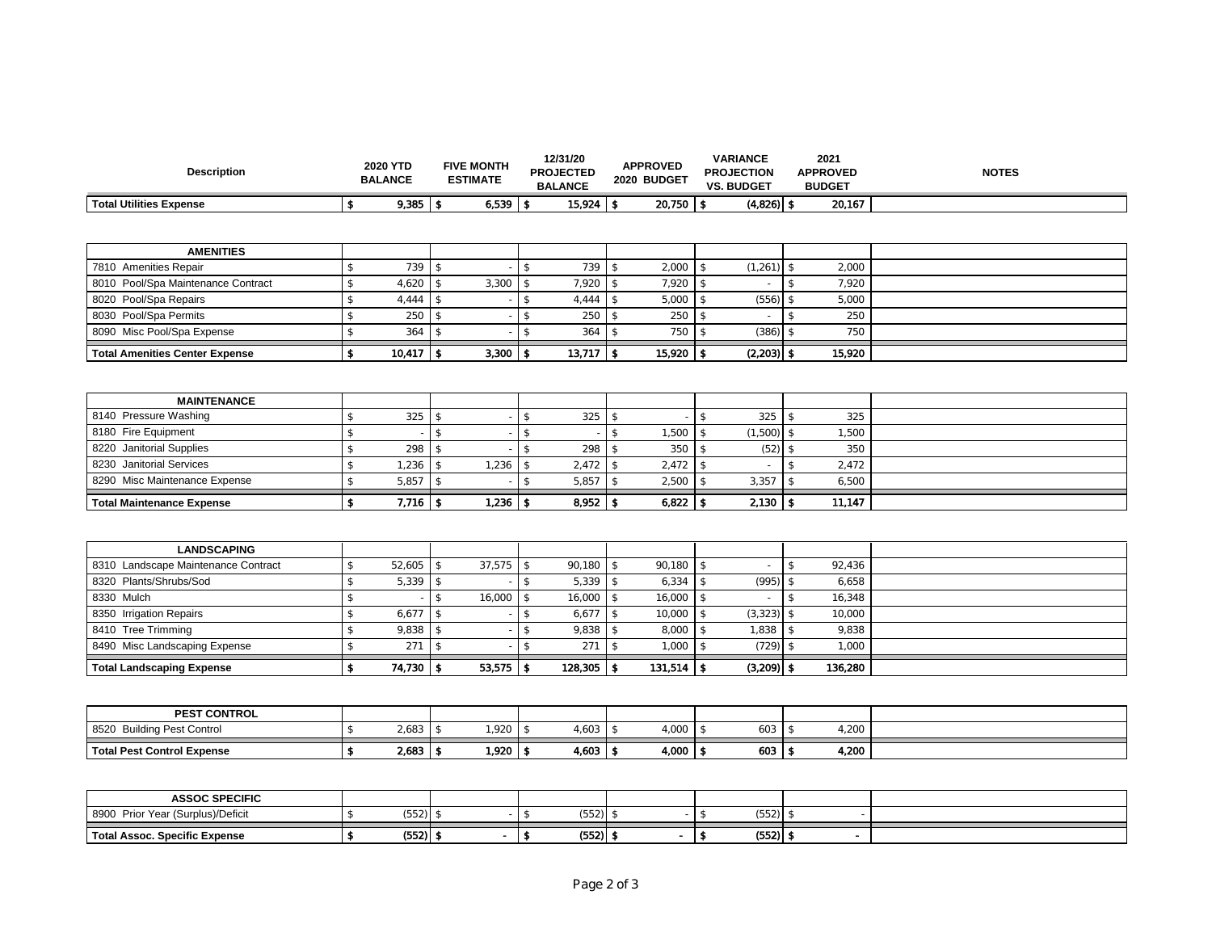| Description | 2020 YTD BALANCE | FIVE MONTH ESTIMATE | 12/31/20 PROJECTED BALANCE | APPROVED 2020 BUDGET | VARIANCE PROJECTION VS. BUDGET | 2021 APPROVED BUDGET | NOTES |
|---|---|---|---|---|---|---|---|
| **Total Utilities Expense** | **$ 9,385** | **$ 6,539** | **$ 15,924** | **$ 20,750** | **$ (4,826)** | **$ 20,167** | |

| AMENITIES | | | | | | | |
|---|---|---|---|---|---|---|---|
| 7810 Amenities Repair | $ 739 | $ - | $ 739 | $ 2,000 | $ (1,261) | $ 2,000 | |
| 8010 Pool/Spa Maintenance Contract | $ 4,620 | $ 3,300 | $ 7,920 | $ 7,920 | $ - | $ 7,920 | |
| 8020 Pool/Spa Repairs | $ 4,444 | $ - | $ 4,444 | $ 5,000 | $ (556) | $ 5,000 | |
| 8030 Pool/Spa Permits | $ 250 | $ - | $ 250 | $ 250 | $ - | $ 250 | |
| 8090 Misc Pool/Spa Expense | $ 364 | $ - | $ 364 | $ 750 | $ (386) | $ 750 | |
| **Total Amenities Center Expense** | **$ 10,417** | **$ 3,300** | **$ 13,717** | **$ 15,920** | **$ (2,203)** | **$ 15,920** | |

| MAINTENANCE | | | | | | | |
|---|---|---|---|---|---|---|---|
| 8140 Pressure Washing | $ 325 | $ - | $ 325 | $ - | $ 325 | $ 325 | |
| 8180 Fire Equipment | $ - | $ - | $ - | $ 1,500 | $ (1,500) | $ 1,500 | |
| 8220 Janitorial Supplies | $ 298 | $ - | $ 298 | $ 350 | $ (52) | $ 350 | |
| 8230 Janitorial Services | $ 1,236 | $ 1,236 | $ 2,472 | $ 2,472 | $ - | $ 2,472 | |
| 8290 Misc Maintenance Expense | $ 5,857 | $ - | $ 5,857 | $ 2,500 | $ 3,357 | $ 6,500 | |
| **Total Maintenance Expense** | **$ 7,716** | **$ 1,236** | **$ 8,952** | **$ 6,822** | **$ 2,130** | **$ 11,147** | |

| LANDSCAPING | | | | | | | |
|---|---|---|---|---|---|---|---|
| 8310 Landscape Maintenance Contract | $ 52,605 | $ 37,575 | $ 90,180 | $ 90,180 | $ - | $ 92,436 | |
| 8320 Plants/Shrubs/Sod | $ 5,339 | $ - | $ 5,339 | $ 6,334 | $ (995) | $ 6,658 | |
| 8330 Mulch | $ - | $ 16,000 | $ 16,000 | $ 16,000 | $ - | $ 16,348 | |
| 8350 Irrigation Repairs | $ 6,677 | $ - | $ 6,677 | $ 10,000 | $ (3,323) | $ 10,000 | |
| 8410 Tree Trimming | $ 9,838 | $ - | $ 9,838 | $ 8,000 | $ 1,838 | $ 9,838 | |
| 8490 Misc Landscaping Expense | $ 271 | $ - | $ 271 | $ 1,000 | $ (729) | $ 1,000 | |
| **Total Landscaping Expense** | **$ 74,730** | **$ 53,575** | **$ 128,305** | **$ 131,514** | **$ (3,209)** | **$ 136,280** | |

| PEST CONTROL | | | | | | | |
|---|---|---|---|---|---|---|---|
| 8520 Building Pest Control | $ 2,683 | $ 1,920 | $ 4,603 | $ 4,000 | $ 603 | $ 4,200 | |
| **Total Pest Control Expense** | **$ 2,683** | **$ 1,920** | **$ 4,603** | **$ 4,000** | **$ 603** | **$ 4,200** | |

| ASSOC SPECIFIC | | | | | | | |
|---|---|---|---|---|---|---|---|
| 8900 Prior Year (Surplus)/Deficit | $ (552) | $ - | $ (552) | $ - | $ (552) | $ - | |
| **Total Assoc. Specific Expense** | **$ (552)** | **$ -** | **$ (552)** | **$ -** | **$ (552)** | **$ -** | |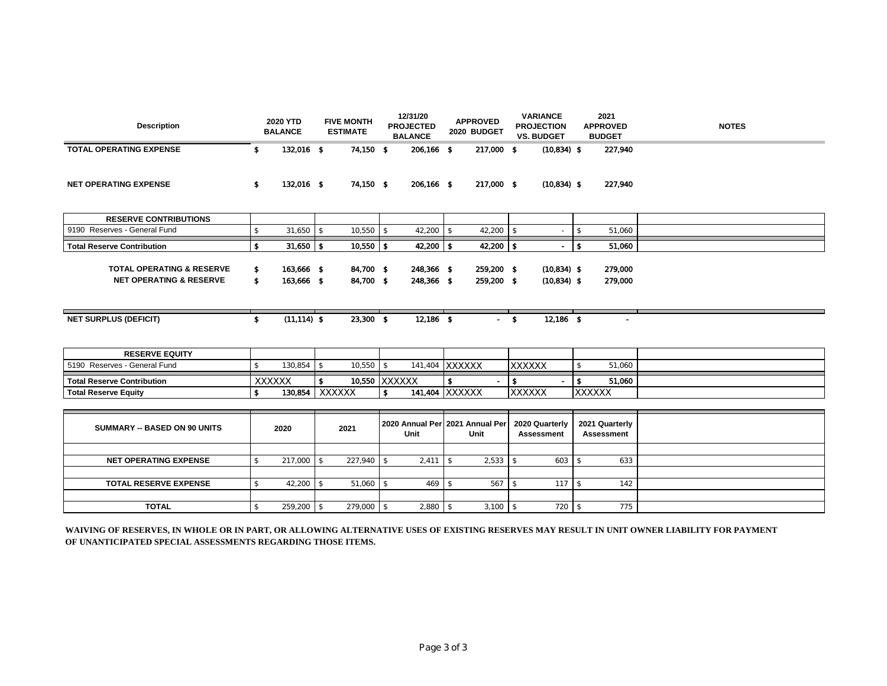| Description | 2020 YTD BALANCE | FIVE MONTH ESTIMATE | 12/31/20 PROJECTED BALANCE | APPROVED 2020 BUDGET | VARIANCE PROJECTION VS. BUDGET | 2021 APPROVED BUDGET | NOTES |
|---|---|---|---|---|---|---|---|
| **TOTAL OPERATING EXPENSE** | **$ 132,016** | **$ 74,150** | **$ 206,166** | **$ 217,000** | **$ (10,834)** | **$ 227,940** | |
| **NET OPERATING EXPENSE** | **$ 132,016** | **$ 74,150** | **$ 206,166** | **$ 217,000** | **$ (10,834)** | **$ 227,940** | |
| **RESERVE CONTRIBUTIONS** | | | | | | | |
| 9190 Reserves - General Fund | $ 31,650 | $ 10,550 | $ 42,200 | $ 42,200 | $ - | $ 51,060 | |
| **Total Reserve Contribution** | **$ 31,650** | **$ 10,550** | **$ 42,200** | **$ 42,200** | **$ -** | **$ 51,060** | |
| **TOTAL OPERATING & RESERVE** | **$ 163,666** | **$ 84,700** | **$ 248,366** | **$ 259,200** | **$ (10,834)** | **$ 279,000** | |
| **NET OPERATING & RESERVE** | **$ 163,666** | **$ 84,700** | **$ 248,366** | **$ 259,200** | **$ (10,834)** | **$ 279,000** | |
| **NET SURPLUS (DEFICIT)** | **$ (11,114)** | **$ 23,300** | **$ 12,186** | **$ -** | **$ 12,186** | **$ -** | |
| **RESERVE EQUITY** | | | | | | | |
| 5190 Reserves - General Fund | $ 130,854 | $ 10,550 | $ 141,404 | XXXXXX | XXXXXX | $ 51,060 | |
| **Total Reserve Contribution** | XXXXXX | **$ 10,550** | XXXXXX | **$ -** | **$ -** | **$ 51,060** | |
| **Total Reserve Equity** | **$ 130,854** | XXXXXX | **$ 141,404** | XXXXXX | XXXXXX | XXXXXX | |

| SUMMARY -- BASED ON 90 UNITS | 2020 | 2021 | 2020 Annual Per Unit | 2021 Annual Per Unit | 2020 Quarterly Assessment | 2021 Quarterly Assessment | |
|---|---|---|---|---|---|---|---|
| **NET OPERATING EXPENSE** | $ 217,000 | $ 227,940 | $ 2,411 | $ 2,533 | $ 603 | $ 633 | |
| **TOTAL RESERVE EXPENSE** | $ 42,200 | $ 51,060 | $ 469 | $ 567 | $ 117 | $ 142 | |
| **TOTAL** | $ 259,200 | $ 279,000 | $ 2,880 | $ 3,100 | $ 720 | $ 775 | |

**WAIVING OF RESERVES, IN WHOLE OR IN PART, OR ALLOWING ALTERNATIVE USES OF EXISTING RESERVES MAY RESULT IN UNIT OWNER LIABILITY FOR PAYMENT OF UNANTICIPATED SPECIAL ASSESSMENTS REGARDING THOSE ITEMS.**